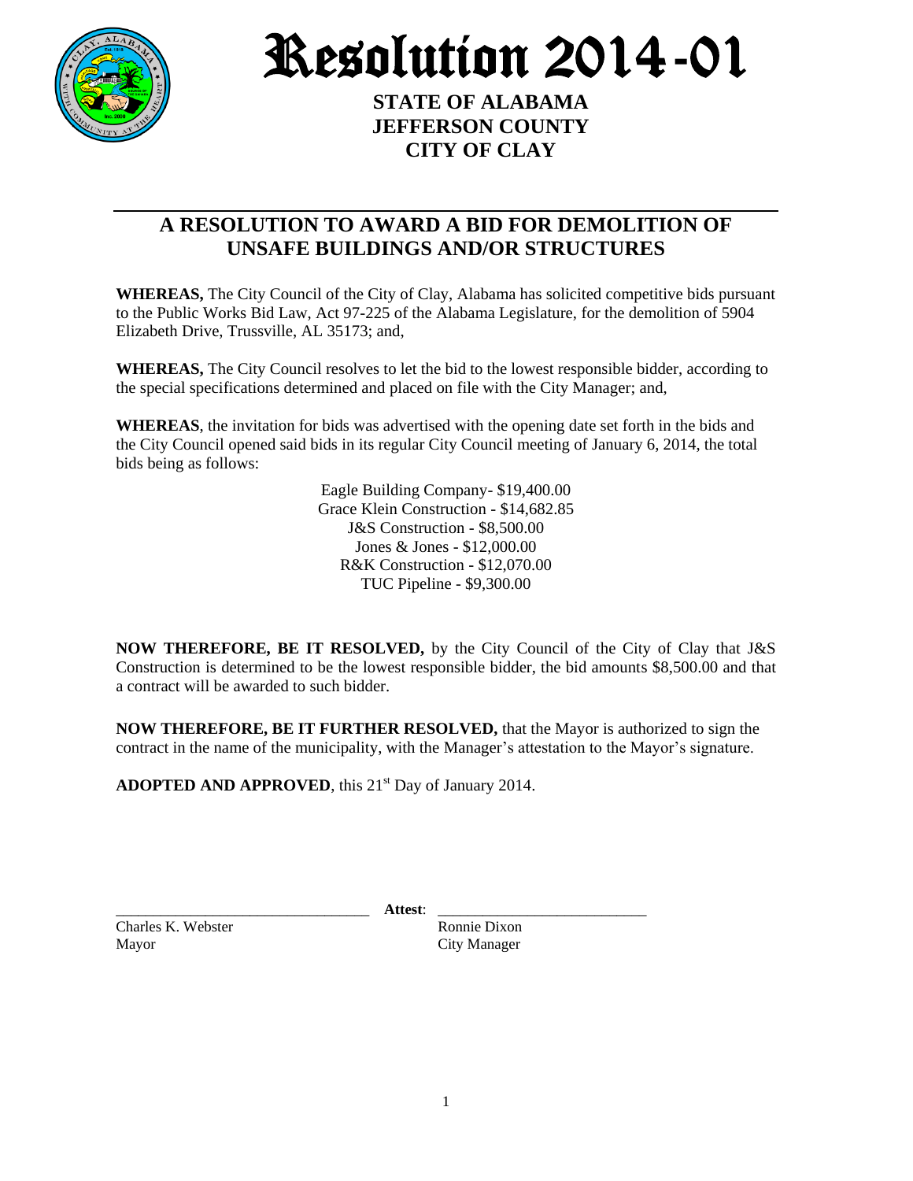# Resolution 2014-01

**STATE OF ALABAMA**
**JEFFERSON COUNTY**
**CITY OF CLAY**

---

## A RESOLUTION TO AWARD A BID FOR DEMOLITION OF UNSAFE BUILDINGS AND/OR STRUCTURES

**WHEREAS,** The City Council of the City of Clay, Alabama has solicited competitive bids pursuant to the Public Works Bid Law, Act 97-225 of the Alabama Legislature, for the demolition of 5904 Elizabeth Drive, Trussville, AL 35173; and,

**WHEREAS,** The City Council resolves to let the bid to the lowest responsible bidder, according to the special specifications determined and placed on file with the City Manager; and,

**WHEREAS**, the invitation for bids was advertised with the opening date set forth in the bids and the City Council opened said bids in its regular City Council meeting of January 6, 2014, the total bids being as follows:

Eagle Building Company- $19,400.00
Grace Klein Construction - $14,682.85
J&S Construction - $8,500.00
Jones & Jones - $12,000.00
R&K Construction - $12,070.00
TUC Pipeline - $9,300.00

**NOW THEREFORE, BE IT RESOLVED,** by the City Council of the City of Clay that J&S Construction is determined to be the lowest responsible bidder, the bid amounts $8,500.00 and that a contract will be awarded to such bidder.

**NOW THEREFORE, BE IT FURTHER RESOLVED,** that the Mayor is authorized to sign the contract in the name of the municipality, with the Manager's attestation to the Mayor's signature.

**ADOPTED AND APPROVED**, this 21st Day of January 2014.

_________________________________ **Attest**: ___________________________

Charles K. Webster
Mayor

Ronnie Dixon
City Manager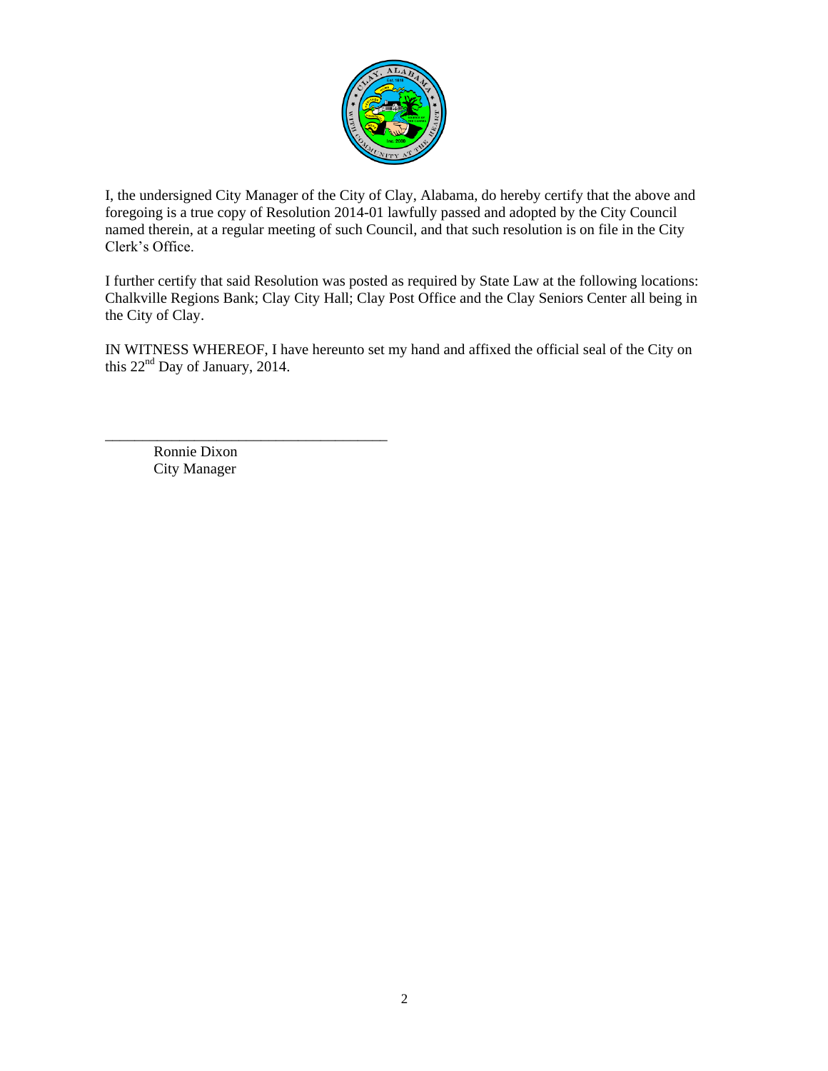I, the undersigned City Manager of the City of Clay, Alabama, do hereby certify that the above and foregoing is a true copy of Resolution 2014-01 lawfully passed and adopted by the City Council named therein, at a regular meeting of such Council, and that such resolution is on file in the City Clerk's Office.

I further certify that said Resolution was posted as required by State Law at the following locations: Chalkville Regions Bank; Clay City Hall; Clay Post Office and the Clay Seniors Center all being in the City of Clay.

IN WITNESS WHEREOF, I have hereunto set my hand and affixed the official seal of the City on this 22nd Day of January, 2014.

\_\_\_\_\_\_\_\_\_\_\_\_\_\_\_\_\_\_\_\_\_\_\_\_\_\_\_\_\_\_\_\_\_\_\_\_\_\_

Ronnie Dixon
City Manager